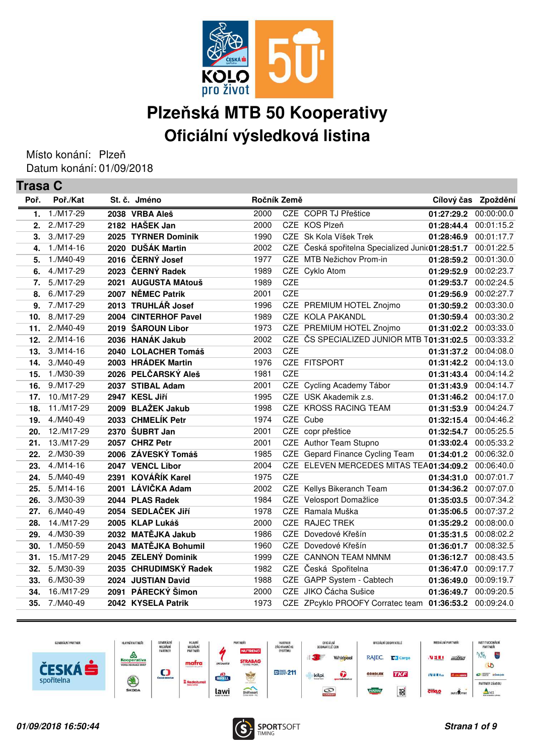# Plzeňská MTB 50 Kooperativy

## Oficiální výsledková listina

Místo konání: Plzeň
Datum konání: 01/09/2018

### Trasa C

| Poř. | Poř./Kat | St. č. | Jméno | Ročník | Země | | Cílový čas | Zpoždění |
|---|---|---|---|---|---|---|---|---|
| 1. | 1./M17-29 | 2038 | VRBA Aleš | 2000 | CZE | COPR TJ Přeštice | 01:27:29.2 | 00:00:00.0 |
| 2. | 2./M17-29 | 2182 | HAŠEK Jan | 2000 | CZE | KOS Plzeň | 01:28:44.4 | 00:01:15.2 |
| 3. | 3./M17-29 | 2025 | TYRNER Dominik | 1990 | CZE | Sk Kola Víšek Trek | 01:28:46.9 | 00:01:17.7 |
| 4. | 1./M14-16 | 2020 | DUŠÁK Martin | 2002 | CZE | Česká spořitelna Specialized Juni | 01:28:51.7 | 00:01:22.5 |
| 5. | 1./M40-49 | 2016 | ČERNÝ Josef | 1977 | CZE | MTB Nežichov Prom-in | 01:28:59.2 | 00:01:30.0 |
| 6. | 4./M17-29 | 2023 | ČERNÝ Radek | 1989 | CZE | Cyklo Atom | 01:29:52.9 | 00:02:23.7 |
| 7. | 5./M17-29 | 2021 | AUGUSTA MAtouš | 1989 | CZE | | 01:29:53.7 | 00:02:24.5 |
| 8. | 6./M17-29 | 2007 | NĚMEC Patrik | 2001 | CZE | | 01:29:56.9 | 00:02:27.7 |
| 9. | 7./M17-29 | 2013 | TRUHLÁŘ Josef | 1996 | CZE | PREMIUM HOTEL Znojmo | 01:30:59.2 | 00:03:30.0 |
| 10. | 8./M17-29 | 2004 | CINTERHOF Pavel | 1989 | CZE | KOLA PAKANDL | 01:30:59.4 | 00:03:30.2 |
| 11. | 2./M40-49 | 2019 | ŠAROUN Libor | 1973 | CZE | PREMIUM HOTEL Znojmo | 01:31:02.2 | 00:03:33.0 |
| 12. | 2./M14-16 | 2036 | HANÁK Jakub | 2002 | CZE | ČS SPECIALIZED JUNIOR MTB T | 01:31:02.5 | 00:03:33.2 |
| 13. | 3./M14-16 | 2040 | LOLACHER Tomáš | 2003 | CZE | | 01:31:37.2 | 00:04:08.0 |
| 14. | 3./M40-49 | 2003 | HRÁDEK Martin | 1976 | CZE | FITSPORT | 01:31:42.2 | 00:04:13.0 |
| 15. | 1./M30-39 | 2026 | PELČARSKÝ Aleš | 1981 | CZE | | 01:31:43.4 | 00:04:14.2 |
| 16. | 9./M17-29 | 2037 | STIBAL Adam | 2001 | CZE | Cycling Academy Tábor | 01:31:43.9 | 00:04:14.7 |
| 17. | 10./M17-29 | 2947 | KESL Jiří | 1995 | CZE | USK Akademik z.s. | 01:31:46.2 | 00:04:17.0 |
| 18. | 11./M17-29 | 2009 | BLAŽEK Jakub | 1998 | CZE | KROSS RACING TEAM | 01:31:53.9 | 00:04:24.7 |
| 19. | 4./M40-49 | 2033 | CHMELÍK Petr | 1974 | CZE | Cube | 01:32:15.4 | 00:04:46.2 |
| 20. | 12./M17-29 | 2370 | ŠUBRT Jan | 2001 | CZE | copr přeštice | 01:32:54.7 | 00:05:25.5 |
| 21. | 13./M17-29 | 2057 | CHRZ Petr | 2001 | CZE | Author Team Stupno | 01:33:02.4 | 00:05:33.2 |
| 22. | 2./M30-39 | 2006 | ZÁVESKÝ Tomáš | 1985 | CZE | Gepard Finance Cycling Team | 01:34:01.2 | 00:06:32.0 |
| 23. | 4./M14-16 | 2047 | VENCL Libor | 2004 | CZE | ELEVEN MERCEDES MITAS TEA | 01:34:09.2 | 00:06:40.0 |
| 24. | 5./M40-49 | 2391 | KOVÁŘÍK Karel | 1975 | CZE | | 01:34:31.0 | 00:07:01.7 |
| 25. | 5./M14-16 | 2001 | LÁVIČKA Adam | 2002 | CZE | Kellys Bikeranch Team | 01:34:36.2 | 00:07:07.0 |
| 26. | 3./M30-39 | 2044 | PLAS Radek | 1984 | CZE | Velosport Domažlice | 01:35:03.5 | 00:07:34.2 |
| 27. | 6./M40-49 | 2054 | SEDLAČEK Jiří | 1978 | CZE | Ramala Muška | 01:35:06.5 | 00:07:37.2 |
| 28. | 14./M17-29 | 2005 | KLAP Lukáš | 2000 | CZE | RAJEC TREK | 01:35:29.2 | 00:08:00.0 |
| 29. | 4./M30-39 | 2032 | MATĚJKA Jakub | 1986 | CZE | Dovedové Křešín | 01:35:31.5 | 00:08:02.2 |
| 30. | 1./M50-59 | 2043 | MATĚJKA Bohumil | 1960 | CZE | Dovedové Křešín | 01:36:01.7 | 00:08:32.5 |
| 31. | 15./M17-29 | 2045 | ZELENÝ Dominik | 1999 | CZE | CANNON TEAM NMNM | 01:36:12.7 | 00:08:43.5 |
| 32. | 5./M30-39 | 2035 | CHRUDIMSKÝ Radek | 1982 | CZE | Česká Spořitelna | 01:36:47.0 | 00:09:17.7 |
| 33. | 6./M30-39 | 2024 | JUSTIAN David | 1988 | CZE | GAPP System - Cabtech | 01:36:49.0 | 00:09:19.7 |
| 34. | 16./M17-29 | 2091 | PÁRECKÝ Šimon | 2000 | CZE | JIKO Čácha Sušice | 01:36:49.7 | 00:09:20.5 |
| 35. | 7./M40-49 | 2042 | KYSELA Patrik | 1973 | CZE | ZPcyklo PROOFY Corratec team | 01:36:53.2 | 00:09:24.0 |

*01/09/2018 16:50:44*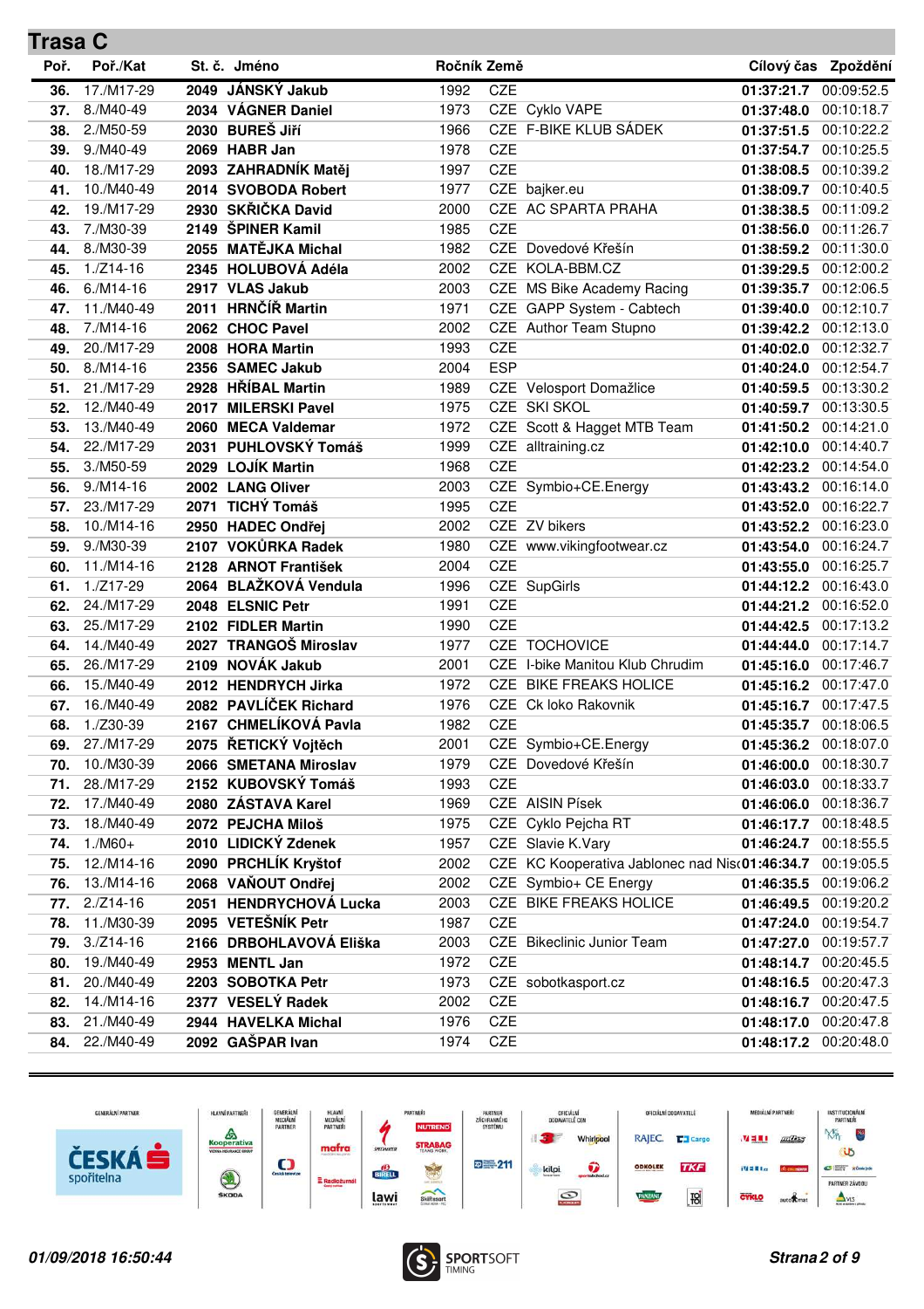## Trasa C

| Poř. | Poř./Kat | St. č. | Jméno | Ročník | Země | | Cílový čas | Zpoždění |
|---|---|---|---|---|---|---|---|---|
| 36. | 17./M17-29 | 2049 | JÁNSKÝ Jakub | 1992 | CZE | | 01:37:21.7 | 00:09:52.5 |
| 37. | 8./M40-49 | 2034 | VÁGNER Daniel | 1973 | CZE | Cyklo VAPE | 01:37:48.0 | 00:10:18.7 |
| 38. | 2./M50-59 | 2030 | BUREŠ Jiří | 1966 | CZE | F-BIKE KLUB SÁDEK | 01:37:51.5 | 00:10:22.2 |
| 39. | 9./M40-49 | 2069 | HABR Jan | 1978 | CZE | | 01:37:54.7 | 00:10:25.5 |
| 40. | 18./M17-29 | 2093 | ZAHRADNÍK Matěj | 1997 | CZE | | 01:38:08.5 | 00:10:39.2 |
| 41. | 10./M40-49 | 2014 | SVOBODA Robert | 1977 | CZE | bajker.eu | 01:38:09.7 | 00:10:40.5 |
| 42. | 19./M17-29 | 2930 | SKŘIČKA David | 2000 | CZE | AC SPARTA PRAHA | 01:38:38.5 | 00:11:09.2 |
| 43. | 7./M30-39 | 2149 | ŠPINER Kamil | 1985 | CZE | | 01:38:56.0 | 00:11:26.7 |
| 44. | 8./M30-39 | 2055 | MATĚJKA Michal | 1982 | CZE | Dovedové Křešín | 01:38:59.2 | 00:11:30.0 |
| 45. | 1./Z14-16 | 2345 | HOLUBOVÁ Adéla | 2002 | CZE | KOLA-BBM.CZ | 01:39:29.5 | 00:12:00.2 |
| 46. | 6./M14-16 | 2917 | VLAS Jakub | 2003 | CZE | MS Bike Academy Racing | 01:39:35.7 | 00:12:06.5 |
| 47. | 11./M40-49 | 2011 | HRNČÍŘ Martin | 1971 | CZE | GAPP System - Cabtech | 01:39:40.0 | 00:12:10.7 |
| 48. | 7./M14-16 | 2062 | CHOC Pavel | 2002 | CZE | Author Team Stupno | 01:39:42.2 | 00:12:13.0 |
| 49. | 20./M17-29 | 2008 | HORA Martin | 1993 | CZE | | 01:40:02.0 | 00:12:32.7 |
| 50. | 8./M14-16 | 2356 | SAMEC Jakub | 2004 | ESP | | 01:40:24.0 | 00:12:54.7 |
| 51. | 21./M17-29 | 2928 | HŘÍBAL Martin | 1989 | CZE | Velosport Domažlice | 01:40:59.5 | 00:13:30.2 |
| 52. | 12./M40-49 | 2017 | MILERSKI Pavel | 1975 | CZE | SKI SKOL | 01:40:59.7 | 00:13:30.5 |
| 53. | 13./M40-49 | 2060 | MECA Valdemar | 1972 | CZE | Scott & Hagget MTB Team | 01:41:50.2 | 00:14:21.0 |
| 54. | 22./M17-29 | 2031 | PUHLOVSKÝ Tomáš | 1999 | CZE | alltraining.cz | 01:42:10.0 | 00:14:40.7 |
| 55. | 3./M50-59 | 2029 | LOJÍK Martin | 1968 | CZE | | 01:42:23.2 | 00:14:54.0 |
| 56. | 9./M14-16 | 2002 | LANG Oliver | 2003 | CZE | Symbio+CE.Energy | 01:43:43.2 | 00:16:14.0 |
| 57. | 23./M17-29 | 2071 | TICHÝ Tomáš | 1995 | CZE | | 01:43:52.0 | 00:16:22.7 |
| 58. | 10./M14-16 | 2950 | HADEC Ondřej | 2002 | CZE | ZV bikers | 01:43:52.2 | 00:16:23.0 |
| 59. | 9./M30-39 | 2107 | VOKŮRKA Radek | 1980 | CZE | www.vikingfootwear.cz | 01:43:54.0 | 00:16:24.7 |
| 60. | 11./M14-16 | 2128 | ARNOT František | 2004 | CZE | | 01:43:55.0 | 00:16:25.7 |
| 61. | 1./Z17-29 | 2064 | BLAŽKOVÁ Vendula | 1996 | CZE | SupGirls | 01:44:12.2 | 00:16:43.0 |
| 62. | 24./M17-29 | 2048 | ELSNIC Petr | 1991 | CZE | | 01:44:21.2 | 00:16:52.0 |
| 63. | 25./M17-29 | 2102 | FIDLER Martin | 1990 | CZE | | 01:44:42.5 | 00:17:13.2 |
| 64. | 14./M40-49 | 2027 | TRANGOŠ Miroslav | 1977 | CZE | TOCHOVICE | 01:44:44.0 | 00:17:14.7 |
| 65. | 26./M17-29 | 2109 | NOVÁK Jakub | 2001 | CZE | I-bike Manitou Klub Chrudim | 01:45:16.0 | 00:17:46.7 |
| 66. | 15./M40-49 | 2012 | HENDRYCH Jirka | 1972 | CZE | BIKE FREAKS HOLICE | 01:45:16.2 | 00:17:47.0 |
| 67. | 16./M40-49 | 2082 | PAVLÍČEK Richard | 1976 | CZE | Ck loko Rakovnik | 01:45:16.7 | 00:17:47.5 |
| 68. | 1./Z30-39 | 2167 | CHMELÍKOVÁ Pavla | 1982 | CZE | | 01:45:35.7 | 00:18:06.5 |
| 69. | 27./M17-29 | 2075 | ŘETICKÝ Vojtěch | 2001 | CZE | Symbio+CE.Energy | 01:45:36.2 | 00:18:07.0 |
| 70. | 10./M30-39 | 2066 | SMETANA Miroslav | 1979 | CZE | Dovedové Křešín | 01:46:00.0 | 00:18:30.7 |
| 71. | 28./M17-29 | 2152 | KUBOVSKÝ Tomáš | 1993 | CZE | | 01:46:03.0 | 00:18:33.7 |
| 72. | 17./M40-49 | 2080 | ZÁSTAVA Karel | 1969 | CZE | AISIN Písek | 01:46:06.0 | 00:18:36.7 |
| 73. | 18./M40-49 | 2072 | PEJCHA Miloš | 1975 | CZE | Cyklo Pejcha RT | 01:46:17.7 | 00:18:48.5 |
| 74. | 1./M60+ | 2010 | LIDICKÝ Zdenek | 1957 | CZE | Slavie K.Vary | 01:46:24.7 | 00:18:55.5 |
| 75. | 12./M14-16 | 2090 | PRCHLÍK Kryštof | 2002 | CZE | KC Kooperativa Jablonec nad Nis( | 01:46:34.7 | 00:19:05.5 |
| 76. | 13./M14-16 | 2068 | VAŇOUT Ondřej | 2002 | CZE | Symbio+ CE Energy | 01:46:35.5 | 00:19:06.2 |
| 77. | 2./Z14-16 | 2051 | HENDRYCHOVÁ Lucka | 2003 | CZE | BIKE FREAKS HOLICE | 01:46:49.5 | 00:19:20.2 |
| 78. | 11./M30-39 | 2095 | VETEŠNÍK Petr | 1987 | CZE | | 01:47:24.0 | 00:19:54.7 |
| 79. | 3./Z14-16 | 2166 | DRBOHLAVOVÁ Eliška | 2003 | CZE | Bikeclinic Junior Team | 01:47:27.0 | 00:19:57.7 |
| 80. | 19./M40-49 | 2953 | MENTL Jan | 1972 | CZE | | 01:48:14.7 | 00:20:45.5 |
| 81. | 20./M40-49 | 2203 | SOBOTKA Petr | 1973 | CZE | sobotkasport.cz | 01:48:16.5 | 00:20:47.3 |
| 82. | 14./M14-16 | 2377 | VESELÝ Radek | 2002 | CZE | | 01:48:16.7 | 00:20:47.5 |
| 83. | 21./M40-49 | 2944 | HAVELKA Michal | 1976 | CZE | | 01:48:17.0 | 00:20:47.8 |
| 84. | 22./M40-49 | 2092 | GAŠPAR Ivan | 1974 | CZE | | 01:48:17.2 | 00:20:48.0 |

*01/09/2018 16:50:44*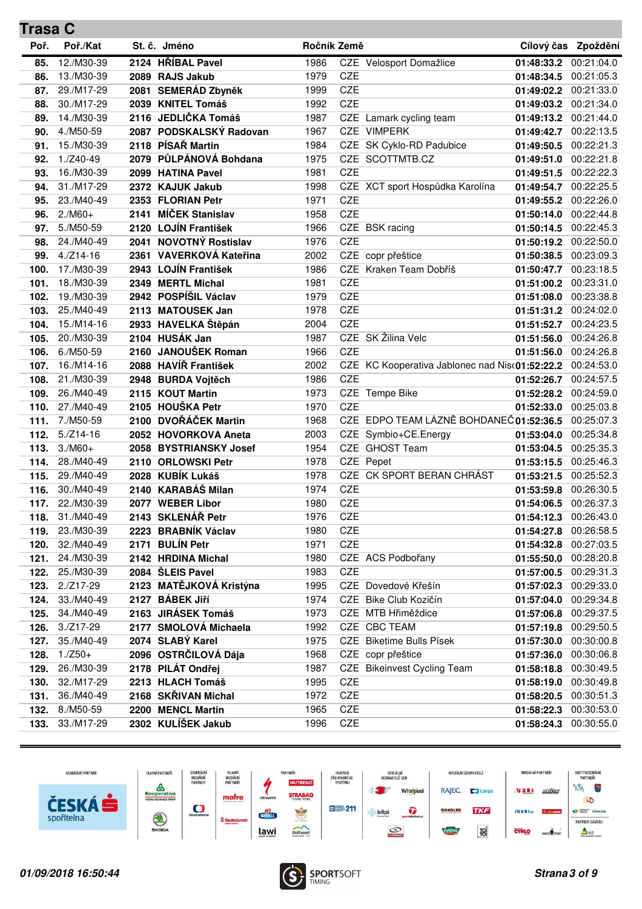## Trasa C

| Poř. | Poř./Kat | St. č. | Jméno | Ročník | Země | | Cílový čas | Zpoždění |
|---|---|---|---|---|---|---|---|---|
| 85. | 12./M30-39 | 2124 | HŘÍBAL Pavel | 1986 | CZE | Velosport Domažlice | 01:48:33.2 | 00:21:04.0 |
| 86. | 13./M30-39 | 2089 | RAJS Jakub | 1979 | CZE | | 01:48:34.5 | 00:21:05.3 |
| 87. | 29./M17-29 | 2081 | SEMERÁD Zbyněk | 1999 | CZE | | 01:49:02.2 | 00:21:33.0 |
| 88. | 30./M17-29 | 2039 | KNITEL Tomáš | 1992 | CZE | | 01:49:03.2 | 00:21:34.0 |
| 89. | 14./M30-39 | 2116 | JEDLIČKA Tomáš | 1987 | CZE | Lamark cycling team | 01:49:13.2 | 00:21:44.0 |
| 90. | 4./M50-59 | 2087 | PODSKALSKÝ Radovan | 1967 | CZE | VIMPERK | 01:49:42.7 | 00:22:13.5 |
| 91. | 15./M30-39 | 2118 | PÍSAŘ Martin | 1984 | CZE | SK Cyklo-RD Padubice | 01:49:50.5 | 00:22:21.3 |
| 92. | 1./Z40-49 | 2079 | PŮLPÁNOVÁ Bohdana | 1975 | CZE | SCOTTMTB.CZ | 01:49:51.0 | 00:22:21.8 |
| 93. | 16./M30-39 | 2099 | HATINA Pavel | 1981 | CZE | | 01:49:51.5 | 00:22:22.3 |
| 94. | 31./M17-29 | 2372 | KAJUK Jakub | 1998 | CZE | XCT sport Hospůdka Karolína | 01:49:54.7 | 00:22:25.5 |
| 95. | 23./M40-49 | 2353 | FLORIAN Petr | 1971 | CZE | | 01:49:55.2 | 00:22:26.0 |
| 96. | 2./M60+ | 2141 | MÍČEK Stanislav | 1958 | CZE | | 01:50:14.0 | 00:22:44.8 |
| 97. | 5./M50-59 | 2120 | LOJÍN František | 1966 | CZE | BSK racing | 01:50:14.5 | 00:22:45.3 |
| 98. | 24./M40-49 | 2041 | NOVOTNÝ Rostislav | 1976 | CZE | | 01:50:19.2 | 00:22:50.0 |
| 99. | 4./Z14-16 | 2361 | VAVERKOVÁ Kateřina | 2002 | CZE | copr přeštice | 01:50:38.5 | 00:23:09.3 |
| 100. | 17./M30-39 | 2943 | LOJÍN František | 1986 | CZE | Kraken Team Dobříš | 01:50:47.7 | 00:23:18.5 |
| 101. | 18./M30-39 | 2349 | MERTL Michal | 1981 | CZE | | 01:51:00.2 | 00:23:31.0 |
| 102. | 19./M30-39 | 2942 | POSPÍŠIL Václav | 1979 | CZE | | 01:51:08.0 | 00:23:38.8 |
| 103. | 25./M40-49 | 2113 | MATOUSEK Jan | 1978 | CZE | | 01:51:31.2 | 00:24:02.0 |
| 104. | 15./M14-16 | 2933 | HAVELKA Štěpán | 2004 | CZE | | 01:51:52.7 | 00:24:23.5 |
| 105. | 20./M30-39 | 2104 | HUSÁK Jan | 1987 | CZE | SK Žilina Velc | 01:51:56.0 | 00:24:26.8 |
| 106. | 6./M50-59 | 2160 | JANOUŠEK Roman | 1966 | CZE | | 01:51:56.0 | 00:24:26.8 |
| 107. | 16./M14-16 | 2088 | HAVÍŘ František | 2002 | CZE | KC Kooperativa Jablonec nad Nis | 01:52:22.2 | 00:24:53.0 |
| 108. | 21./M30-39 | 2948 | BURDA Vojtěch | 1986 | CZE | | 01:52:26.7 | 00:24:57.5 |
| 109. | 26./M40-49 | 2115 | KOUT Martin | 1973 | CZE | Tempe Bike | 01:52:28.2 | 00:24:59.0 |
| 110. | 27./M40-49 | 2105 | HOUŠKA Petr | 1970 | CZE | | 01:52:33.0 | 00:25:03.8 |
| 111. | 7./M50-59 | 2100 | DVOŘÁČEK Martin | 1968 | CZE | EDPO TEAM LÁZNĚ BOHDANEČ | 01:52:36.5 | 00:25:07.3 |
| 112. | 5./Z14-16 | 2052 | HOVORKOVA Aneta | 2003 | CZE | Symbio+CE.Energy | 01:53:04.0 | 00:25:34.8 |
| 113. | 3./M60+ | 2058 | BYSTRIANSKY Josef | 1954 | CZE | GHOST Team | 01:53:04.5 | 00:25:35.3 |
| 114. | 28./M40-49 | 2110 | ORLOWSKI Petr | 1978 | CZE | Pepet | 01:53:15.5 | 00:25:46.3 |
| 115. | 29./M40-49 | 2028 | KUBÍK Lukáš | 1978 | CZE | CK SPORT BERAN CHRÁST | 01:53:21.5 | 00:25:52.3 |
| 116. | 30./M40-49 | 2140 | KARABÁŠ Milan | 1974 | CZE | | 01:53:59.8 | 00:26:30.5 |
| 117. | 22./M30-39 | 2077 | WEBER Libor | 1980 | CZE | | 01:54:06.5 | 00:26:37.3 |
| 118. | 31./M40-49 | 2143 | SKLENÁŘ Petr | 1976 | CZE | | 01:54:12.3 | 00:26:43.0 |
| 119. | 23./M30-39 | 2223 | BRABNÍK Václav | 1980 | CZE | | 01:54:27.8 | 00:26:58.5 |
| 120. | 32./M40-49 | 2171 | BULÍN Petr | 1971 | CZE | | 01:54:32.8 | 00:27:03.5 |
| 121. | 24./M30-39 | 2142 | HRDINA Michal | 1980 | CZE | ACS Podbořany | 01:55:50.0 | 00:28:20.8 |
| 122. | 25./M30-39 | 2084 | ŠLEIS Pavel | 1983 | CZE | | 01:57:00.5 | 00:29:31.3 |
| 123. | 2./Z17-29 | 2123 | MATĚJKOVÁ Kristýna | 1995 | CZE | Dovedové Křešín | 01:57:02.3 | 00:29:33.0 |
| 124. | 33./M40-49 | 2127 | BÁBEK Jiří | 1974 | CZE | Bike Club Kozičín | 01:57:04.0 | 00:29:34.8 |
| 125. | 34./M40-49 | 2163 | JIRÁSEK Tomáš | 1973 | CZE | MTB Hřiměždice | 01:57:06.8 | 00:29:37.5 |
| 126. | 3./Z17-29 | 2177 | SMOLOVÁ Michaela | 1992 | CZE | CBC TEAM | 01:57:19.8 | 00:29:50.5 |
| 127. | 35./M40-49 | 2074 | SLABÝ Karel | 1975 | CZE | Biketime Bulls Písek | 01:57:30.0 | 00:30:00.8 |
| 128. | 1./Z50+ | 2096 | OSTRČILOVÁ Dája | 1968 | CZE | copr přeštice | 01:57:36.0 | 00:30:06.8 |
| 129. | 26./M30-39 | 2178 | PILÁT Ondřej | 1987 | CZE | Bikeinvest Cycling Team | 01:58:18.8 | 00:30:49.5 |
| 130. | 32./M17-29 | 2213 | HLACH Tomáš | 1995 | CZE | | 01:58:19.0 | 00:30:49.8 |
| 131. | 36./M40-49 | 2168 | SKŘIVAN Michal | 1972 | CZE | | 01:58:20.5 | 00:30:51.3 |
| 132. | 8./M50-59 | 2200 | MENCL Martin | 1965 | CZE | | 01:58:22.3 | 00:30:53.0 |
| 133. | 33./M17-29 | 2302 | KULÍŠEK Jakub | 1996 | CZE | | 01:58:24.3 | 00:30:55.0 |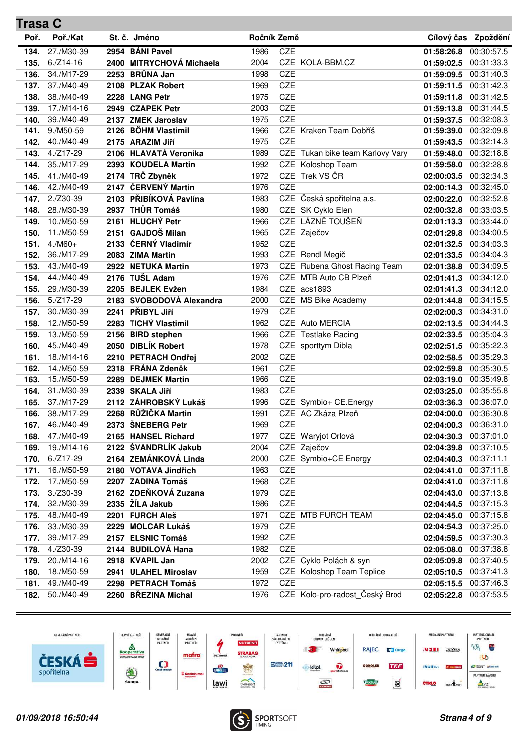## Trasa C

| Poř. | Poř./Kat | St. č. | Jméno | Ročník | Země | | Cílový čas | Zpoždění |
|---|---|---|---|---|---|---|---|---|
| 134. | 27./M30-39 | 2954 | BÁNI Pavel | 1986 | CZE | | 01:58:26.8 | 00:30:57.5 |
| 135. | 6./Z14-16 | 2400 | MITRYCHOVÁ Michaela | 2004 | CZE | KOLA-BBM.CZ | 01:59:02.5 | 00:31:33.3 |
| 136. | 34./M17-29 | 2253 | BRŮNA Jan | 1998 | CZE | | 01:59:09.5 | 00:31:40.3 |
| 137. | 37./M40-49 | 2108 | PLZAK Robert | 1969 | CZE | | 01:59:11.5 | 00:31:42.3 |
| 138. | 38./M40-49 | 2228 | LANG Petr | 1975 | CZE | | 01:59:11.8 | 00:31:42.5 |
| 139. | 17./M14-16 | 2949 | CZAPEK Petr | 2003 | CZE | | 01:59:13.8 | 00:31:44.5 |
| 140. | 39./M40-49 | 2137 | ZMEK Jaroslav | 1975 | CZE | | 01:59:37.5 | 00:32:08.3 |
| 141. | 9./M50-59 | 2126 | BÖHM Vlastimil | 1966 | CZE | Kraken Team Dobříš | 01:59:39.0 | 00:32:09.8 |
| 142. | 40./M40-49 | 2175 | ARAZIM Jiří | 1975 | CZE | | 01:59:43.5 | 00:32:14.3 |
| 143. | 4./Z17-29 | 2106 | HLAVATÁ Veronika | 1989 | CZE | Tukan bike team Karlovy Vary | 01:59:48.0 | 00:32:18.8 |
| 144. | 35./M17-29 | 2393 | KOUDELA Martin | 1992 | CZE | Koloshop Team | 01:59:58.0 | 00:32:28.8 |
| 145. | 41./M40-49 | 2174 | TRČ Zbyněk | 1972 | CZE | Trek VS ČR | 02:00:03.5 | 00:32:34.3 |
| 146. | 42./M40-49 | 2147 | ČERVENÝ Martin | 1976 | CZE | | 02:00:14.3 | 00:32:45.0 |
| 147. | 2./Z30-39 | 2103 | PŘIBÍKOVÁ Pavlína | 1983 | CZE | Česká spořitelna a.s. | 02:00:22.0 | 00:32:52.8 |
| 148. | 28./M30-39 | 2937 | THÜR Tomáš | 1980 | CZE | SK Cyklo Elen | 02:00:32.8 | 00:33:03.5 |
| 149. | 10./M50-59 | 2161 | HLUCHÝ Petr | 1966 | CZE | LÁZNĚ TOUŠEŇ | 02:01:13.3 | 00:33:44.0 |
| 150. | 11./M50-59 | 2151 | GAJDOŠ Milan | 1965 | CZE | Zaječov | 02:01:29.8 | 00:34:00.5 |
| 151. | 4./M60+ | 2133 | ČERNÝ Vladimír | 1952 | CZE | | 02:01:32.5 | 00:34:03.3 |
| 152. | 36./M17-29 | 2083 | ZIMA Martin | 1993 | CZE | Rendl Megič | 02:01:33.5 | 00:34:04.3 |
| 153. | 43./M40-49 | 2922 | NETUKA Martin | 1973 | CZE | Rubena Ghost Racing Team | 02:01:38.8 | 00:34:09.5 |
| 154. | 44./M40-49 | 2176 | TUŠL Adam | 1976 | CZE | MTB Auto CB Plzeň | 02:01:41.3 | 00:34:12.0 |
| 155. | 29./M30-39 | 2205 | BEJLEK Evžen | 1984 | CZE | acs1893 | 02:01:41.3 | 00:34:12.0 |
| 156. | 5./Z17-29 | 2183 | SVOBODOVÁ Alexandra | 2000 | CZE | MS Bike Academy | 02:01:44.8 | 00:34:15.5 |
| 157. | 30./M30-39 | 2241 | PŘIBYL Jiří | 1979 | CZE | | 02:02:00.3 | 00:34:31.0 |
| 158. | 12./M50-59 | 2283 | TICHÝ Vlastimil | 1962 | CZE | Auto MERCIA | 02:02:13.5 | 00:34:44.3 |
| 159. | 13./M50-59 | 2156 | BIRD stephen | 1966 | CZE | Testlake Racing | 02:02:33.5 | 00:35:04.3 |
| 160. | 45./M40-49 | 2050 | DIBLÍK Robert | 1978 | CZE | sporttym Dibla | 02:02:51.5 | 00:35:22.3 |
| 161. | 18./M14-16 | 2210 | PETRACH Ondřej | 2002 | CZE | | 02:02:58.5 | 00:35:29.3 |
| 162. | 14./M50-59 | 2318 | FRÁNA Zdeněk | 1961 | CZE | | 02:02:59.8 | 00:35:30.5 |
| 163. | 15./M50-59 | 2289 | DEJMEK Martin | 1966 | CZE | | 02:03:19.0 | 00:35:49.8 |
| 164. | 31./M30-39 | 2339 | SKALA Jiří | 1983 | CZE | | 02:03:25.0 | 00:35:55.8 |
| 165. | 37./M17-29 | 2112 | ZÁHROBSKÝ Lukáš | 1996 | CZE | Symbio+ CE.Energy | 02:03:36.3 | 00:36:07.0 |
| 166. | 38./M17-29 | 2268 | RŮŽIČKA Martin | 1991 | CZE | AC Zkáza Plzeň | 02:04:00.0 | 00:36:30.8 |
| 167. | 46./M40-49 | 2373 | ŠNEBERG Petr | 1969 | CZE | | 02:04:00.3 | 00:36:31.0 |
| 168. | 47./M40-49 | 2165 | HANSEL Richard | 1977 | CZE | Waryjot Orlová | 02:04:30.3 | 00:37:01.0 |
| 169. | 19./M14-16 | 2122 | ŠVANDRLÍK Jakub | 2004 | CZE | Zaječov | 02:04:39.8 | 00:37:10.5 |
| 170. | 6./Z17-29 | 2164 | ZEMÁNKOVÁ Linda | 2000 | CZE | Symbio+CE Energy | 02:04:40.3 | 00:37:11.1 |
| 171. | 16./M50-59 | 2180 | VOTAVA Jindřich | 1963 | CZE | | 02:04:41.0 | 00:37:11.8 |
| 172. | 17./M50-59 | 2207 | ZADINA Tomáš | 1968 | CZE | | 02:04:41.0 | 00:37:11.8 |
| 173. | 3./Z30-39 | 2162 | ZDEŇKOVÁ Zuzana | 1979 | CZE | | 02:04:43.0 | 00:37:13.8 |
| 174. | 32./M30-39 | 2335 | ŽÍLA Jakub | 1986 | CZE | | 02:04:44.5 | 00:37:15.3 |
| 175. | 48./M40-49 | 2201 | FURCH Aleš | 1971 | CZE | MTB FURCH TEAM | 02:04:45.0 | 00:37:15.8 |
| 176. | 33./M30-39 | 2229 | MOLCAR Lukáš | 1979 | CZE | | 02:04:54.3 | 00:37:25.0 |
| 177. | 39./M17-29 | 2157 | ELSNIC Tomáš | 1992 | CZE | | 02:04:59.5 | 00:37:30.3 |
| 178. | 4./Z30-39 | 2144 | BUDILOVÁ Hana | 1982 | CZE | | 02:05:08.0 | 00:37:38.8 |
| 179. | 20./M14-16 | 2918 | KVAPIL Jan | 2002 | CZE | Cyklo Polách & syn | 02:05:09.8 | 00:37:40.5 |
| 180. | 18./M50-59 | 2941 | ULAHEL Miroslav | 1959 | CZE | Koloshop Team Teplice | 02:05:10.5 | 00:37:41.3 |
| 181. | 49./M40-49 | 2298 | PETRACH Tomáš | 1972 | CZE | | 02:05:15.5 | 00:37:46.3 |
| 182. | 50./M40-49 | 2260 | BŘEZINA Michal | 1976 | CZE | Kolo-pro-radost_Český Brod | 02:05:22.8 | 00:37:53.5 |

01/09/2018 16:50:44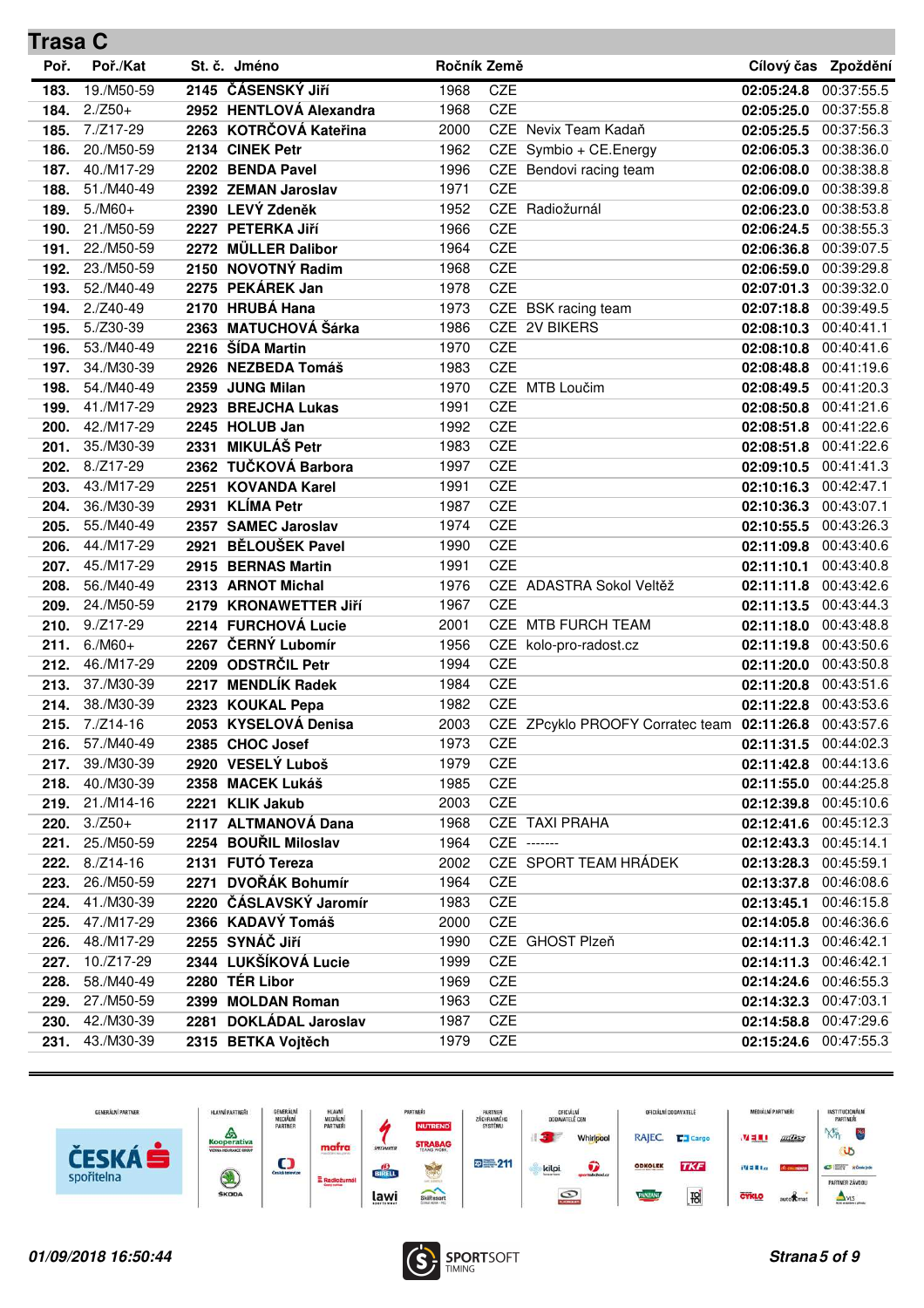## Trasa C

| Poř. | Poř./Kat | St. č. | Jméno | Ročník | Země | | Cílový čas | Zpoždění |
|---|---|---|---|---|---|---|---|---|
| **183.** | 19./M50-59 | **2145** | **ČÁSENSKÝ Jiří** | 1968 | CZE | | **02:05:24.8** | 00:37:55.5 |
| **184.** | 2./Z50+ | **2952** | **HENTLOVÁ Alexandra** | 1968 | CZE | | **02:05:25.0** | 00:37:55.8 |
| **185.** | 7./Z17-29 | **2263** | **KOTRČOVÁ Kateřina** | 2000 | CZE | Nevix Team Kadaň | **02:05:25.5** | 00:37:56.3 |
| **186.** | 20./M50-59 | **2134** | **CINEK Petr** | 1962 | CZE | Symbio + CE.Energy | **02:06:05.3** | 00:38:36.0 |
| **187.** | 40./M17-29 | **2202** | **BENDA Pavel** | 1996 | CZE | Bendovi racing team | **02:06:08.0** | 00:38:38.8 |
| **188.** | 51./M40-49 | **2392** | **ZEMAN Jaroslav** | 1971 | CZE | | **02:06:09.0** | 00:38:39.8 |
| **189.** | 5./M60+ | **2390** | **LEVÝ Zdeněk** | 1952 | CZE | Radiožurnál | **02:06:23.0** | 00:38:53.8 |
| **190.** | 21./M50-59 | **2227** | **PETERKA Jiří** | 1966 | CZE | | **02:06:24.5** | 00:38:55.3 |
| **191.** | 22./M50-59 | **2272** | **MÜLLER Dalibor** | 1964 | CZE | | **02:06:36.8** | 00:39:07.5 |
| **192.** | 23./M50-59 | **2150** | **NOVOTNÝ Radim** | 1968 | CZE | | **02:06:59.0** | 00:39:29.8 |
| **193.** | 52./M40-49 | **2275** | **PEKÁREK Jan** | 1978 | CZE | | **02:07:01.3** | 00:39:32.0 |
| **194.** | 2./Z40-49 | **2170** | **HRUBÁ Hana** | 1973 | CZE | BSK racing team | **02:07:18.8** | 00:39:49.5 |
| **195.** | 5./Z30-39 | **2363** | **MATUCHOVÁ Šárka** | 1986 | CZE | 2V BIKERS | **02:08:10.3** | 00:40:41.1 |
| **196.** | 53./M40-49 | **2216** | **ŠÍDA Martin** | 1970 | CZE | | **02:08:10.8** | 00:40:41.6 |
| **197.** | 34./M30-39 | **2926** | **NEZBEDA Tomáš** | 1983 | CZE | | **02:08:48.8** | 00:41:19.6 |
| **198.** | 54./M40-49 | **2359** | **JUNG Milan** | 1970 | CZE | MTB Loučim | **02:08:49.5** | 00:41:20.3 |
| **199.** | 41./M17-29 | **2923** | **BREJCHA Lukas** | 1991 | CZE | | **02:08:50.8** | 00:41:21.6 |
| **200.** | 42./M17-29 | **2245** | **HOLUB Jan** | 1992 | CZE | | **02:08:51.8** | 00:41:22.6 |
| **201.** | 35./M30-39 | **2331** | **MIKULÁŠ Petr** | 1983 | CZE | | **02:08:51.8** | 00:41:22.6 |
| **202.** | 8./Z17-29 | **2362** | **TUČKOVÁ Barbora** | 1997 | CZE | | **02:09:10.5** | 00:41:41.3 |
| **203.** | 43./M17-29 | **2251** | **KOVANDA Karel** | 1991 | CZE | | **02:10:16.3** | 00:42:47.1 |
| **204.** | 36./M30-39 | **2931** | **KLÍMA Petr** | 1987 | CZE | | **02:10:36.3** | 00:43:07.1 |
| **205.** | 55./M40-49 | **2357** | **SAMEC Jaroslav** | 1974 | CZE | | **02:10:55.5** | 00:43:26.3 |
| **206.** | 44./M17-29 | **2921** | **BĚLOUŠEK Pavel** | 1990 | CZE | | **02:11:09.8** | 00:43:40.6 |
| **207.** | 45./M17-29 | **2915** | **BERNAS Martin** | 1991 | CZE | | **02:11:10.1** | 00:43:40.8 |
| **208.** | 56./M40-49 | **2313** | **ARNOT Michal** | 1976 | CZE | ADASTRA Sokol Veltěž | **02:11:11.8** | 00:43:42.6 |
| **209.** | 24./M50-59 | **2179** | **KRONAWETTER Jiří** | 1967 | CZE | | **02:11:13.5** | 00:43:44.3 |
| **210.** | 9./Z17-29 | **2214** | **FURCHOVÁ Lucie** | 2001 | CZE | MTB FURCH TEAM | **02:11:18.0** | 00:43:48.8 |
| **211.** | 6./M60+ | **2267** | **ČERNÝ Lubomír** | 1956 | CZE | kolo-pro-radost.cz | **02:11:19.8** | 00:43:50.6 |
| **212.** | 46./M17-29 | **2209** | **ODSTRČIL Petr** | 1994 | CZE | | **02:11:20.0** | 00:43:50.8 |
| **213.** | 37./M30-39 | **2217** | **MENDLÍK Radek** | 1984 | CZE | | **02:11:20.8** | 00:43:51.6 |
| **214.** | 38./M30-39 | **2323** | **KOUKAL Pepa** | 1982 | CZE | | **02:11:22.8** | 00:43:53.6 |
| **215.** | 7./Z14-16 | **2053** | **KYSELOVÁ Denisa** | 2003 | CZE | ZPcyklo PROOFY Corratec team | **02:11:26.8** | 00:43:57.6 |
| **216.** | 57./M40-49 | **2385** | **CHOC Josef** | 1973 | CZE | | **02:11:31.5** | 00:44:02.3 |
| **217.** | 39./M30-39 | **2920** | **VESELÝ Luboš** | 1979 | CZE | | **02:11:42.8** | 00:44:13.6 |
| **218.** | 40./M30-39 | **2358** | **MACEK Lukáš** | 1985 | CZE | | **02:11:55.0** | 00:44:25.8 |
| **219.** | 21./M14-16 | **2221** | **KLIK Jakub** | 2003 | CZE | | **02:12:39.8** | 00:45:10.6 |
| **220.** | 3./Z50+ | **2117** | **ALTMANOVÁ Dana** | 1968 | CZE | TAXI PRAHA | **02:12:41.6** | 00:45:12.3 |
| **221.** | 25./M50-59 | **2254** | **BOUŘIL Miloslav** | 1964 | CZE | ------- | **02:12:43.3** | 00:45:14.1 |
| **222.** | 8./Z14-16 | **2131** | **FUTÓ Tereza** | 2002 | CZE | SPORT TEAM HRÁDEK | **02:13:28.3** | 00:45:59.1 |
| **223.** | 26./M50-59 | **2271** | **DVOŘÁK Bohumír** | 1964 | CZE | | **02:13:37.8** | 00:46:08.6 |
| **224.** | 41./M30-39 | **2220** | **ČÁSLAVSKÝ Jaromír** | 1983 | CZE | | **02:13:45.1** | 00:46:15.8 |
| **225.** | 47./M17-29 | **2366** | **KADAVÝ Tomáš** | 2000 | CZE | | **02:14:05.8** | 00:46:36.6 |
| **226.** | 48./M17-29 | **2255** | **SYNÁČ Jiří** | 1990 | CZE | GHOST Plzeň | **02:14:11.3** | 00:46:42.1 |
| **227.** | 10./Z17-29 | **2344** | **LUKŠÍKOVÁ Lucie** | 1999 | CZE | | **02:14:11.3** | 00:46:42.1 |
| **228.** | 58./M40-49 | **2280** | **TĚR Libor** | 1969 | CZE | | **02:14:24.6** | 00:46:55.3 |
| **229.** | 27./M50-59 | **2399** | **MOLDAN Roman** | 1963 | CZE | | **02:14:32.3** | 00:47:03.1 |
| **230.** | 42./M30-39 | **2281** | **DOKLÁDAL Jaroslav** | 1987 | CZE | | **02:14:58.8** | 00:47:29.6 |
| **231.** | 43./M30-39 | **2315** | **BETKA Vojtěch** | 1979 | CZE | | **02:15:24.6** | 00:47:55.3 |

*01/09/2018 16:50:44*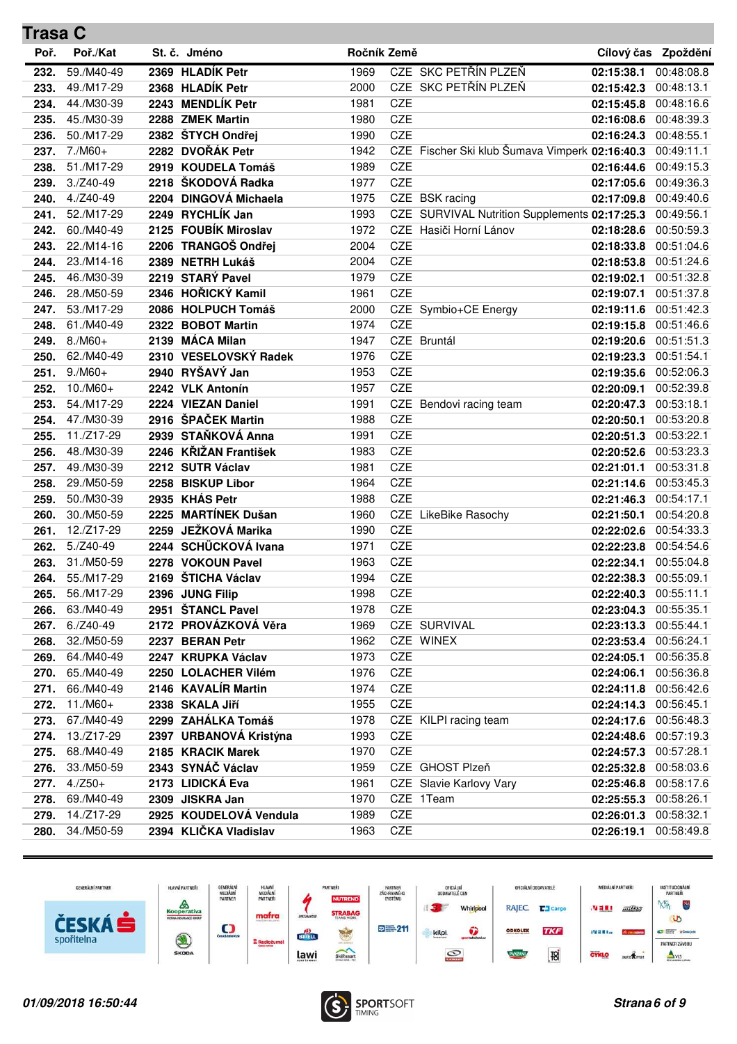## Trasa C

| Poř. | Poř./Kat | St. č. | Jméno | Ročník | Země | | Cílový čas | Zpoždění |
|---|---|---|---|---|---|---|---|---|
| 232. | 59./M40-49 | 2369 | HLADÍK Petr | 1969 | CZE | SKC PETŘÍN PLZEŇ | 02:15:38.1 | 00:48:08.8 |
| 233. | 49./M17-29 | 2368 | HLADÍK Petr | 2000 | CZE | SKC PETŘÍN PLZEŇ | 02:15:42.3 | 00:48:13.1 |
| 234. | 44./M30-39 | 2243 | MENDLÍK Petr | 1981 | CZE | | 02:15:45.8 | 00:48:16.6 |
| 235. | 45./M30-39 | 2288 | ZMEK Martin | 1980 | CZE | | 02:16:08.6 | 00:48:39.3 |
| 236. | 50./M17-29 | 2382 | ŠTYCH Ondřej | 1990 | CZE | | 02:16:24.3 | 00:48:55.1 |
| 237. | 7./M60+ | 2282 | DVOŘÁK Petr | 1942 | CZE | Fischer Ski klub Šumava Vimperk | 02:16:40.3 | 00:49:11.1 |
| 238. | 51./M17-29 | 2919 | KOUDELA Tomáš | 1989 | CZE | | 02:16:44.6 | 00:49:15.3 |
| 239. | 3./Z40-49 | 2218 | ŠKODOVÁ Radka | 1977 | CZE | | 02:17:05.6 | 00:49:36.3 |
| 240. | 4./Z40-49 | 2204 | DINGOVÁ Michaela | 1975 | CZE | BSK racing | 02:17:09.8 | 00:49:40.6 |
| 241. | 52./M17-29 | 2249 | RYCHLÍK Jan | 1993 | CZE | SURVIVAL Nutrition Supplements | 02:17:25.3 | 00:49:56.1 |
| 242. | 60./M40-49 | 2125 | FOUBÍK Miroslav | 1972 | CZE | Hasiči Horní Lánov | 02:18:28.6 | 00:50:59.3 |
| 243. | 22./M14-16 | 2206 | TRANGOŠ Ondřej | 2004 | CZE | | 02:18:33.8 | 00:51:04.6 |
| 244. | 23./M14-16 | 2389 | NETRH Lukáš | 2004 | CZE | | 02:18:53.8 | 00:51:24.6 |
| 245. | 46./M30-39 | 2219 | STARÝ Pavel | 1979 | CZE | | 02:19:02.1 | 00:51:32.8 |
| 246. | 28./M50-59 | 2346 | HOŘICKÝ Kamil | 1961 | CZE | | 02:19:07.1 | 00:51:37.8 |
| 247. | 53./M17-29 | 2086 | HOLPUCH Tomáš | 2000 | CZE | Symbio+CE Energy | 02:19:11.6 | 00:51:42.3 |
| 248. | 61./M40-49 | 2322 | BOBOT Martin | 1974 | CZE | | 02:19:15.8 | 00:51:46.6 |
| 249. | 8./M60+ | 2139 | MÁCA Milan | 1947 | CZE | Bruntál | 02:19:20.6 | 00:51:51.3 |
| 250. | 62./M40-49 | 2310 | VESELOVSKÝ Radek | 1976 | CZE | | 02:19:23.3 | 00:51:54.1 |
| 251. | 9./M60+ | 2940 | RYŠAVÝ Jan | 1953 | CZE | | 02:19:35.6 | 00:52:06.3 |
| 252. | 10./M60+ | 2242 | VLK Antonín | 1957 | CZE | | 02:20:09.1 | 00:52:39.8 |
| 253. | 54./M17-29 | 2224 | VIEZAN Daniel | 1991 | CZE | Bendovi racing team | 02:20:47.3 | 00:53:18.1 |
| 254. | 47./M30-39 | 2916 | ŠPAČEK Martin | 1988 | CZE | | 02:20:50.1 | 00:53:20.8 |
| 255. | 11./Z17-29 | 2939 | STAŇKOVÁ Anna | 1991 | CZE | | 02:20:51.3 | 00:53:22.1 |
| 256. | 48./M30-39 | 2246 | KŘIŽAN František | 1983 | CZE | | 02:20:52.6 | 00:53:23.3 |
| 257. | 49./M30-39 | 2212 | SUTR Václav | 1981 | CZE | | 02:21:01.1 | 00:53:31.8 |
| 258. | 29./M50-59 | 2258 | BISKUP Libor | 1964 | CZE | | 02:21:14.6 | 00:53:45.3 |
| 259. | 50./M30-39 | 2935 | KHÁS Petr | 1988 | CZE | | 02:21:46.3 | 00:54:17.1 |
| 260. | 30./M50-59 | 2225 | MARTÍNEK Dušan | 1960 | CZE | LikeBike Rasochy | 02:21:50.1 | 00:54:20.8 |
| 261. | 12./Z17-29 | 2259 | JEŽKOVÁ Marika | 1990 | CZE | | 02:22:02.6 | 00:54:33.3 |
| 262. | 5./Z40-49 | 2244 | SCHŮCKOVÁ Ivana | 1971 | CZE | | 02:22:23.8 | 00:54:54.6 |
| 263. | 31./M50-59 | 2278 | VOKOUN Pavel | 1963 | CZE | | 02:22:34.1 | 00:55:04.8 |
| 264. | 55./M17-29 | 2169 | ŠTICHA Václav | 1994 | CZE | | 02:22:38.3 | 00:55:09.1 |
| 265. | 56./M17-29 | 2396 | JUNG Filip | 1998 | CZE | | 02:22:40.3 | 00:55:11.1 |
| 266. | 63./M40-49 | 2951 | ŠTANCL Pavel | 1978 | CZE | | 02:23:04.3 | 00:55:35.1 |
| 267. | 6./Z40-49 | 2172 | PROVÁZKOVÁ Věra | 1969 | CZE | SURVIVAL | 02:23:13.3 | 00:55:44.1 |
| 268. | 32./M50-59 | 2237 | BERAN Petr | 1962 | CZE | WINEX | 02:23:53.4 | 00:56:24.1 |
| 269. | 64./M40-49 | 2247 | KRUPKA Václav | 1973 | CZE | | 02:24:05.1 | 00:56:35.8 |
| 270. | 65./M40-49 | 2250 | LOLACHER Vilém | 1976 | CZE | | 02:24:06.1 | 00:56:36.8 |
| 271. | 66./M40-49 | 2146 | KAVALÍR Martin | 1974 | CZE | | 02:24:11.8 | 00:56:42.6 |
| 272. | 11./M60+ | 2338 | SKALA Jiří | 1955 | CZE | | 02:24:14.3 | 00:56:45.1 |
| 273. | 67./M40-49 | 2299 | ZAHÁLKA Tomáš | 1978 | CZE | KILPI racing team | 02:24:17.6 | 00:56:48.3 |
| 274. | 13./Z17-29 | 2397 | URBANOVÁ Kristýna | 1993 | CZE | | 02:24:48.6 | 00:57:19.3 |
| 275. | 68./M40-49 | 2185 | KRACIK Marek | 1970 | CZE | | 02:24:57.3 | 00:57:28.1 |
| 276. | 33./M50-59 | 2343 | SYNÁČ Václav | 1959 | CZE | GHOST Plzeň | 02:25:32.8 | 00:58:03.6 |
| 277. | 4./Z50+ | 2173 | LIDICKÁ Eva | 1961 | CZE | Slavie Karlovy Vary | 02:25:46.8 | 00:58:17.6 |
| 278. | 69./M40-49 | 2309 | JISKRA Jan | 1970 | CZE | 1Team | 02:25:55.3 | 00:58:26.1 |
| 279. | 14./Z17-29 | 2925 | KOUDELOVÁ Vendula | 1989 | CZE | | 02:26:01.3 | 00:58:32.1 |
| 280. | 34./M50-59 | 2394 | KLIČKA Vladislav | 1963 | CZE | | 02:26:19.1 | 00:58:49.8 |

*01/09/2018 16:50:44*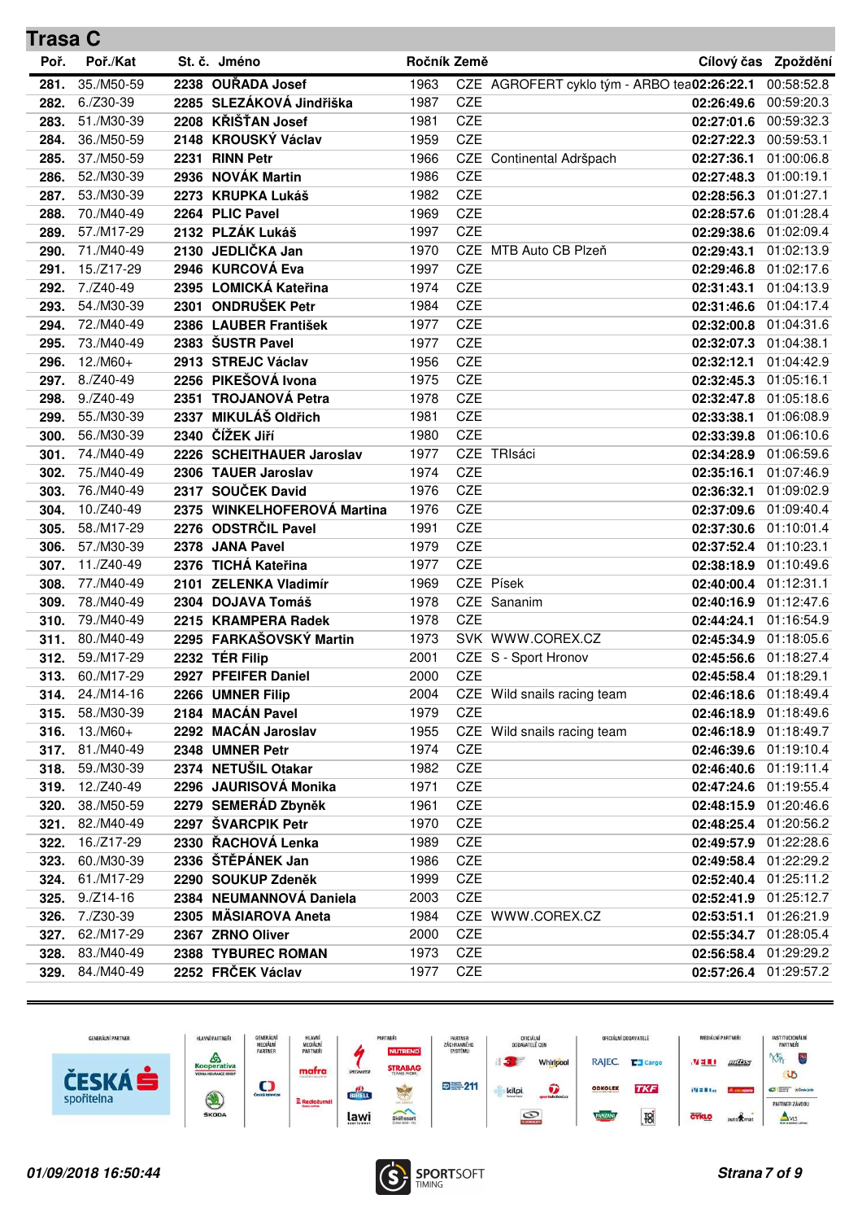## Trasa C

| Poř. | Poř./Kat | St. č. | Jméno | Ročník | Země | | Cílový čas | Zpoždění |
|---|---|---|---|---|---|---|---|---|
| 281. | 35./M50-59 | 2238 | OUŘADA Josef | 1963 | CZE | AGROFERT cyklo tým - ARBO tea | 02:26:22.1 | 00:58:52.8 |
| 282. | 6./Z30-39 | 2285 | SLEZÁKOVÁ Jindřiška | 1987 | CZE | | 02:26:49.6 | 00:59:20.3 |
| 283. | 51./M30-39 | 2208 | KŘIŠŤAN Josef | 1981 | CZE | | 02:27:01.6 | 00:59:32.3 |
| 284. | 36./M50-59 | 2148 | KROUSKÝ Václav | 1959 | CZE | | 02:27:22.3 | 00:59:53.1 |
| 285. | 37./M50-59 | 2231 | RINN Petr | 1966 | CZE | Continental Adršpach | 02:27:36.1 | 01:00:06.8 |
| 286. | 52./M30-39 | 2936 | NOVÁK Martin | 1986 | CZE | | 02:27:48.3 | 01:00:19.1 |
| 287. | 53./M30-39 | 2273 | KRUPKA Lukáš | 1982 | CZE | | 02:28:56.3 | 01:01:27.1 |
| 288. | 70./M40-49 | 2264 | PLIC Pavel | 1969 | CZE | | 02:28:57.6 | 01:01:28.4 |
| 289. | 57./M17-29 | 2132 | PLZÁK Lukáš | 1997 | CZE | | 02:29:38.6 | 01:02:09.4 |
| 290. | 71./M40-49 | 2130 | JEDLIČKA Jan | 1970 | CZE | MTB Auto CB Plzeň | 02:29:43.1 | 01:02:13.9 |
| 291. | 15./Z17-29 | 2946 | KURCOVÁ Eva | 1997 | CZE | | 02:29:46.8 | 01:02:17.6 |
| 292. | 7./Z40-49 | 2395 | LOMICKÁ Kateřina | 1974 | CZE | | 02:31:43.1 | 01:04:13.9 |
| 293. | 54./M30-39 | 2301 | ONDRUŠEK Petr | 1984 | CZE | | 02:31:46.6 | 01:04:17.4 |
| 294. | 72./M40-49 | 2386 | LAUBER František | 1977 | CZE | | 02:32:00.8 | 01:04:31.6 |
| 295. | 73./M40-49 | 2383 | ŠUSTR Pavel | 1977 | CZE | | 02:32:07.3 | 01:04:38.1 |
| 296. | 12./M60+ | 2913 | STREJC Václav | 1956 | CZE | | 02:32:12.1 | 01:04:42.9 |
| 297. | 8./Z40-49 | 2256 | PIKEŠOVÁ Ivona | 1975 | CZE | | 02:32:45.3 | 01:05:16.1 |
| 298. | 9./Z40-49 | 2351 | TROJANOVÁ Petra | 1978 | CZE | | 02:32:47.8 | 01:05:18.6 |
| 299. | 55./M30-39 | 2337 | MIKULÁŠ Oldřich | 1981 | CZE | | 02:33:38.1 | 01:06:08.9 |
| 300. | 56./M30-39 | 2340 | ČÍŽEK Jiří | 1980 | CZE | | 02:33:39.8 | 01:06:10.6 |
| 301. | 74./M40-49 | 2226 | SCHEITHAUER Jaroslav | 1977 | CZE | TRIsáci | 02:34:28.9 | 01:06:59.6 |
| 302. | 75./M40-49 | 2306 | TAUER Jaroslav | 1974 | CZE | | 02:35:16.1 | 01:07:46.9 |
| 303. | 76./M40-49 | 2317 | SOUČEK David | 1976 | CZE | | 02:36:32.1 | 01:09:02.9 |
| 304. | 10./Z40-49 | 2375 | WINKELHOFEROVÁ Martina | 1976 | CZE | | 02:37:09.6 | 01:09:40.4 |
| 305. | 58./M17-29 | 2276 | ODSTRČIL Pavel | 1991 | CZE | | 02:37:30.6 | 01:10:01.4 |
| 306. | 57./M30-39 | 2378 | JANA Pavel | 1979 | CZE | | 02:37:52.4 | 01:10:23.1 |
| 307. | 11./Z40-49 | 2376 | TICHÁ Kateřina | 1977 | CZE | | 02:38:18.9 | 01:10:49.6 |
| 308. | 77./M40-49 | 2101 | ZELENKA Vladimír | 1969 | CZE | Písek | 02:40:00.4 | 01:12:31.1 |
| 309. | 78./M40-49 | 2304 | DOJAVA Tomáš | 1978 | CZE | Sananim | 02:40:16.9 | 01:12:47.6 |
| 310. | 79./M40-49 | 2215 | KRAMPERA Radek | 1978 | CZE | | 02:44:24.1 | 01:16:54.9 |
| 311. | 80./M40-49 | 2295 | FARKAŠOVSKÝ Martin | 1973 | SVK | WWW.COREX.CZ | 02:45:34.9 | 01:18:05.6 |
| 312. | 59./M17-29 | 2232 | TÉR Filip | 2001 | CZE | S - Sport Hronov | 02:45:56.6 | 01:18:27.4 |
| 313. | 60./M17-29 | 2927 | PFEIFER Daniel | 2000 | CZE | | 02:45:58.4 | 01:18:29.1 |
| 314. | 24./M14-16 | 2266 | UMNER Filip | 2004 | CZE | Wild snails racing team | 02:46:18.6 | 01:18:49.4 |
| 315. | 58./M30-39 | 2184 | MACÁN Pavel | 1979 | CZE | | 02:46:18.9 | 01:18:49.6 |
| 316. | 13./M60+ | 2292 | MACÁN Jaroslav | 1955 | CZE | Wild snails racing team | 02:46:18.9 | 01:18:49.7 |
| 317. | 81./M40-49 | 2348 | UMNER Petr | 1974 | CZE | | 02:46:39.6 | 01:19:10.4 |
| 318. | 59./M30-39 | 2374 | NETUŠIL Otakar | 1982 | CZE | | 02:46:40.6 | 01:19:11.4 |
| 319. | 12./Z40-49 | 2296 | JAURISOVÁ Monika | 1971 | CZE | | 02:47:24.6 | 01:19:55.4 |
| 320. | 38./M50-59 | 2279 | SEMERÁD Zbyněk | 1961 | CZE | | 02:48:15.9 | 01:20:46.6 |
| 321. | 82./M40-49 | 2297 | ŠVARCPIK Petr | 1970 | CZE | | 02:48:25.4 | 01:20:56.2 |
| 322. | 16./Z17-29 | 2330 | ŘACHOVÁ Lenka | 1989 | CZE | | 02:49:57.9 | 01:22:28.6 |
| 323. | 60./M30-39 | 2336 | ŠTĚPÁNEK Jan | 1986 | CZE | | 02:49:58.4 | 01:22:29.2 |
| 324. | 61./M17-29 | 2290 | SOUKUP Zdeněk | 1999 | CZE | | 02:52:40.4 | 01:25:11.2 |
| 325. | 9./Z14-16 | 2384 | NEUMANNOVÁ Daniela | 2003 | CZE | | 02:52:41.9 | 01:25:12.7 |
| 326. | 7./Z30-39 | 2305 | MĀSIAROVA Aneta | 1984 | CZE | WWW.COREX.CZ | 02:53:51.1 | 01:26:21.9 |
| 327. | 62./M17-29 | 2367 | ZRNO Oliver | 2000 | CZE | | 02:55:34.7 | 01:28:05.4 |
| 328. | 83./M40-49 | 2388 | TYBUREC ROMAN | 1973 | CZE | | 02:56:58.4 | 01:29:29.2 |
| 329. | 84./M40-49 | 2252 | FRČEK Václav | 1977 | CZE | | 02:57:26.4 | 01:29:57.2 |

01/09/2018 16:50:44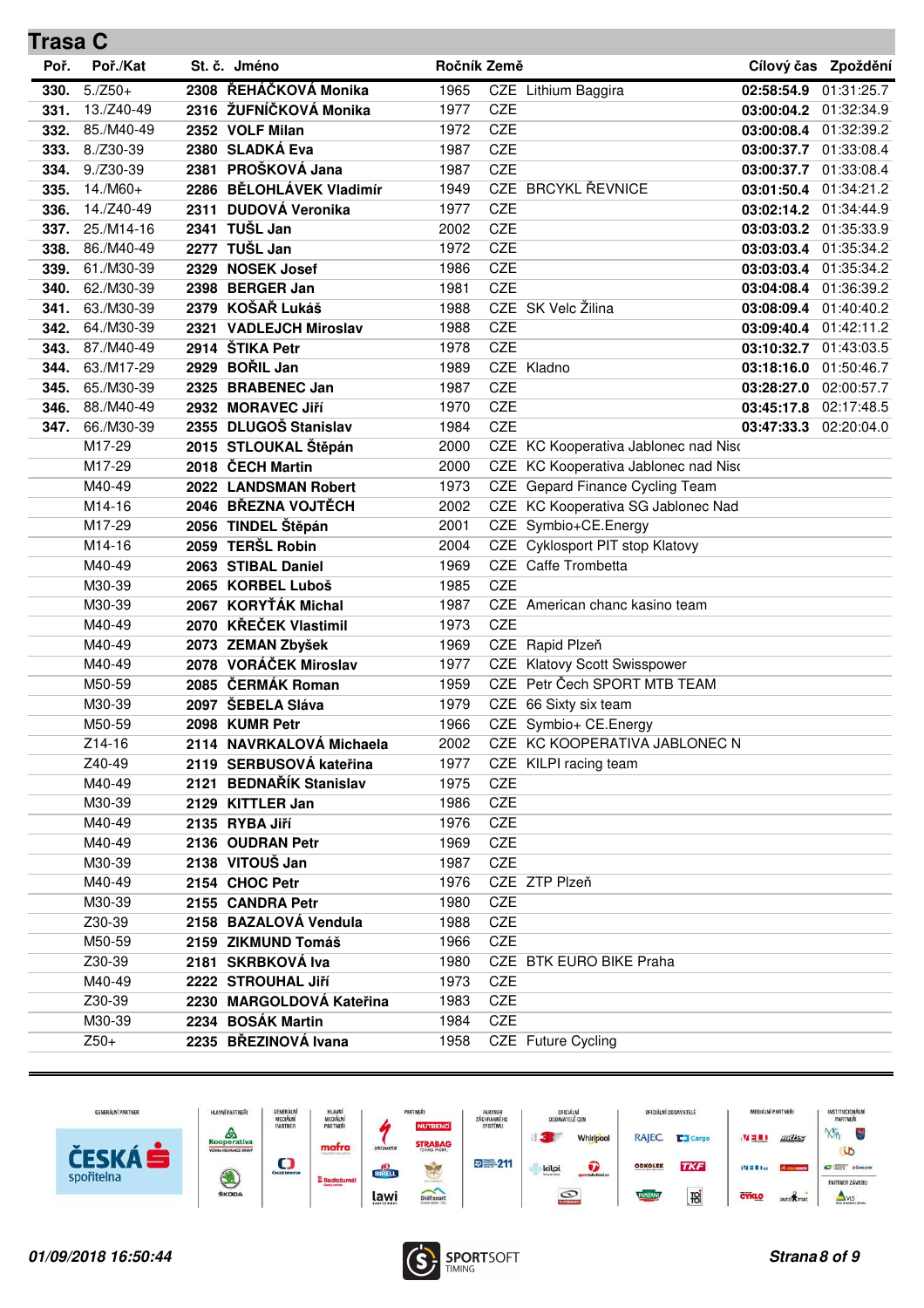## Trasa C

| Poř. | Poř./Kat | St. č. | Jméno | Ročník | Země | | Cílový čas | Zpoždění |
|---|---|---|---|---|---|---|---|---|
| **330.** | 5./Z50+ | **2308** | **ŘEHÁČKOVÁ Monika** | 1965 | CZE | Lithium Baggira | **02:58:54.9** | 01:31:25.7 |
| **331.** | 13./Z40-49 | **2316** | **ŽUFNÍČKOVÁ Monika** | 1977 | CZE | | **03:00:04.2** | 01:32:34.9 |
| **332.** | 85./M40-49 | **2352** | **VOLF Milan** | 1972 | CZE | | **03:00:08.4** | 01:32:39.2 |
| **333.** | 8./Z30-39 | **2380** | **SLADKÁ Eva** | 1987 | CZE | | **03:00:37.7** | 01:33:08.4 |
| **334.** | 9./Z30-39 | **2381** | **PROŠKOVÁ Jana** | 1987 | CZE | | **03:00:37.7** | 01:33:08.4 |
| **335.** | 14./M60+ | **2286** | **BĚLOHLÁVEK Vladimír** | 1949 | CZE | BRCYKL ŘEVNICE | **03:01:50.4** | 01:34:21.2 |
| **336.** | 14./Z40-49 | **2311** | **DUDOVÁ Veronika** | 1977 | CZE | | **03:02:14.2** | 01:34:44.9 |
| **337.** | 25./M14-16 | **2341** | **TUŠL Jan** | 2002 | CZE | | **03:03:03.2** | 01:35:33.9 |
| **338.** | 86./M40-49 | **2277** | **TUŠL Jan** | 1972 | CZE | | **03:03:03.4** | 01:35:34.2 |
| **339.** | 61./M30-39 | **2329** | **NOSEK Josef** | 1986 | CZE | | **03:03:03.4** | 01:35:34.2 |
| **340.** | 62./M30-39 | **2398** | **BERGER Jan** | 1981 | CZE | | **03:04:08.4** | 01:36:39.2 |
| **341.** | 63./M30-39 | **2379** | **KOŠAŘ Lukáš** | 1988 | CZE | SK Velc Žilina | **03:08:09.4** | 01:40:40.2 |
| **342.** | 64./M30-39 | **2321** | **VADLEJCH Miroslav** | 1988 | CZE | | **03:09:40.4** | 01:42:11.2 |
| **343.** | 87./M40-49 | **2914** | **ŠTIKA Petr** | 1978 | CZE | | **03:10:32.7** | 01:43:03.5 |
| **344.** | 63./M17-29 | **2929** | **BOŘIL Jan** | 1989 | CZE | Kladno | **03:18:16.0** | 01:50:46.7 |
| **345.** | 65./M30-39 | **2325** | **BRABENEC Jan** | 1987 | CZE | | **03:28:27.0** | 02:00:57.7 |
| **346.** | 88./M40-49 | **2932** | **MORAVEC Jiří** | 1970 | CZE | | **03:45:17.8** | 02:17:48.5 |
| **347.** | 66./M30-39 | **2355** | **DLUGOŠ Stanislav** | 1984 | CZE | | **03:47:33.3** | 02:20:04.0 |
| | M17-29 | **2015** | **STLOUKAL Štěpán** | 2000 | CZE | KC Kooperativa Jablonec nad Nis( | | |
| | M17-29 | **2018** | **ČECH Martin** | 2000 | CZE | KC Kooperativa Jablonec nad Nis( | | |
| | M40-49 | **2022** | **LANDSMAN Robert** | 1973 | CZE | Gepard Finance Cycling Team | | |
| | M14-16 | **2046** | **BŘEZNA VOJTĚCH** | 2002 | CZE | KC Kooperativa SG Jablonec Nad | | |
| | M17-29 | **2056** | **TINDEL Štěpán** | 2001 | CZE | Symbio+CE.Energy | | |
| | M14-16 | **2059** | **TERŠL Robin** | 2004 | CZE | Cyklosport PIT stop Klatovy | | |
| | M40-49 | **2063** | **STIBAL Daniel** | 1969 | CZE | Caffe Trombetta | | |
| | M30-39 | **2065** | **KORBEL Luboš** | 1985 | CZE | | | |
| | M30-39 | **2067** | **KORYŤÁK Michal** | 1987 | CZE | American chanc kasino team | | |
| | M40-49 | **2070** | **KŘEČEK Vlastimil** | 1973 | CZE | | | |
| | M40-49 | **2073** | **ZEMAN Zbyšek** | 1969 | CZE | Rapid Plzeň | | |
| | M40-49 | **2078** | **VORÁČEK Miroslav** | 1977 | CZE | Klatovy Scott Swisspower | | |
| | M50-59 | **2085** | **ČERMÁK Roman** | 1959 | CZE | Petr Čech SPORT MTB TEAM | | |
| | M30-39 | **2097** | **ŠEBELA Sláva** | 1979 | CZE | 66 Sixty six team | | |
| | M50-59 | **2098** | **KUMR Petr** | 1966 | CZE | Symbio+ CE.Energy | | |
| | Z14-16 | **2114** | **NAVRKALOVÁ Michaela** | 2002 | CZE | KC KOOPERATIVA JABLONEC N | | |
| | Z40-49 | **2119** | **SERBUSOVÁ kateřina** | 1977 | CZE | KILPI racing team | | |
| | M40-49 | **2121** | **BEDNAŘÍK Stanislav** | 1975 | CZE | | | |
| | M30-39 | **2129** | **KITTLER Jan** | 1986 | CZE | | | |
| | M40-49 | **2135** | **RYBA Jiří** | 1976 | CZE | | | |
| | M40-49 | **2136** | **OUDRAN Petr** | 1969 | CZE | | | |
| | M30-39 | **2138** | **VITOUŠ Jan** | 1987 | CZE | | | |
| | M40-49 | **2154** | **CHOC Petr** | 1976 | CZE | ZTP Plzeň | | |
| | M30-39 | **2155** | **CANDRA Petr** | 1980 | CZE | | | |
| | Z30-39 | **2158** | **BAZALOVÁ Vendula** | 1988 | CZE | | | |
| | M50-59 | **2159** | **ZIKMUND Tomáš** | 1966 | CZE | | | |
| | Z30-39 | **2181** | **SKRBKOVÁ Iva** | 1980 | CZE | BTK EURO BIKE Praha | | |
| | M40-49 | **2222** | **STROUHAL Jiří** | 1973 | CZE | | | |
| | Z30-39 | **2230** | **MARGOLDOVÁ Kateřina** | 1983 | CZE | | | |
| | M30-39 | **2234** | **BOSÁK Martin** | 1984 | CZE | | | |
| | Z50+ | **2235** | **BŘEZINOVÁ Ivana** | 1958 | CZE | Future Cycling | | |

*01/09/2018 16:50:44*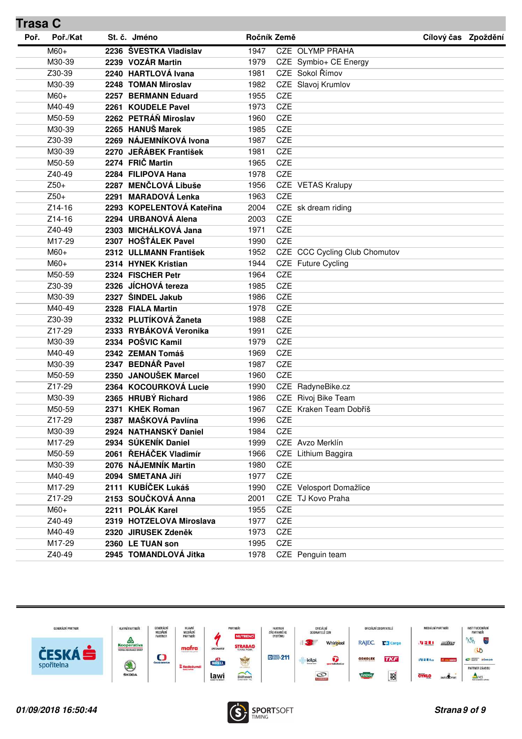## Trasa C

| Poř. | Poř./Kat | St. č. | Jméno | Ročník | Země | | Cílový čas | Zpoždění |
|---|---|---|---|---|---|---|---|---|
| | M60+ | 2236 | **ŠVESTKA Vladislav** | 1947 | CZE | OLYMP PRAHA | | |
| | M30-39 | 2239 | **VOZÁR Martin** | 1979 | CZE | Symbio+ CE Energy | | |
| | Z30-39 | 2240 | **HARTLOVÁ Ivana** | 1981 | CZE | Sokol Římov | | |
| | M30-39 | 2248 | **TOMAN Miroslav** | 1982 | CZE | Slavoj Krumlov | | |
| | M60+ | 2257 | **BERMANN Eduard** | 1955 | CZE | | | |
| | M40-49 | 2261 | **KOUDELE Pavel** | 1973 | CZE | | | |
| | M50-59 | 2262 | **PETRÁŇ Miroslav** | 1960 | CZE | | | |
| | M30-39 | 2265 | **HANUŠ Marek** | 1985 | CZE | | | |
| | Z30-39 | 2269 | **NÁJEMNÍKOVÁ Ivona** | 1987 | CZE | | | |
| | M30-39 | 2270 | **JEŘÁBEK František** | 1981 | CZE | | | |
| | M50-59 | 2274 | **FRIČ Martin** | 1965 | CZE | | | |
| | Z40-49 | 2284 | **FILIPOVA Hana** | 1978 | CZE | | | |
| | Z50+ | 2287 | **MENČLOVÁ Libuše** | 1956 | CZE | VETAS Kralupy | | |
| | Z50+ | 2291 | **MARADOVÁ Lenka** | 1963 | CZE | | | |
| | Z14-16 | 2293 | **KOPELENTOVÁ Kateřina** | 2004 | CZE | sk dream riding | | |
| | Z14-16 | 2294 | **URBANOVÁ Alena** | 2003 | CZE | | | |
| | Z40-49 | 2303 | **MICHÁLKOVÁ Jana** | 1971 | CZE | | | |
| | M17-29 | 2307 | **HOŠŤÁLEK Pavel** | 1990 | CZE | | | |
| | M60+ | 2312 | **ULLMANN František** | 1952 | CZE | CCC Cycling Club Chomutov | | |
| | M60+ | 2314 | **HYNEK Kristian** | 1944 | CZE | Future Cycling | | |
| | M50-59 | 2324 | **FISCHER Petr** | 1964 | CZE | | | |
| | Z30-39 | 2326 | **JÍCHOVÁ tereza** | 1985 | CZE | | | |
| | M30-39 | 2327 | **ŠINDEL Jakub** | 1986 | CZE | | | |
| | M40-49 | 2328 | **FIALA Martin** | 1978 | CZE | | | |
| | Z30-39 | 2332 | **PLUTÍKOVÁ Žaneta** | 1988 | CZE | | | |
| | Z17-29 | 2333 | **RYBÁKOVÁ Veronika** | 1991 | CZE | | | |
| | M30-39 | 2334 | **POŠVIC Kamil** | 1979 | CZE | | | |
| | M40-49 | 2342 | **ZEMAN Tomáš** | 1969 | CZE | | | |
| | M30-39 | 2347 | **BEDNÁŘ Pavel** | 1987 | CZE | | | |
| | M50-59 | 2350 | **JANOUŠEK Marcel** | 1960 | CZE | | | |
| | Z17-29 | 2364 | **KOCOURKOVÁ Lucie** | 1990 | CZE | RadyneBike.cz | | |
| | M30-39 | 2365 | **HRUBÝ Richard** | 1986 | CZE | Rivoj Bike Team | | |
| | M50-59 | 2371 | **KHEK Roman** | 1967 | CZE | Kraken Team Dobříš | | |
| | Z17-29 | 2387 | **MAŠKOVÁ Pavlína** | 1996 | CZE | | | |
| | M30-39 | 2924 | **NATHANSKÝ Daniel** | 1984 | CZE | | | |
| | M17-29 | 2934 | **SÚKENÍK Daniel** | 1999 | CZE | Avzo Merklín | | |
| | M50-59 | 2061 | **ŘEHÁČEK Vladimír** | 1966 | CZE | Lithium Baggira | | |
| | M30-39 | 2076 | **NÁJEMNÍK Martin** | 1980 | CZE | | | |
| | M40-49 | 2094 | **SMETANA Jiří** | 1977 | CZE | | | |
| | M17-29 | 2111 | **KUBÍČEK Lukáš** | 1990 | CZE | Velosport Domažlice | | |
| | Z17-29 | 2153 | **SOUČKOVÁ Anna** | 2001 | CZE | TJ Kovo Praha | | |
| | M60+ | 2211 | **POLÁK Karel** | 1955 | CZE | | | |
| | Z40-49 | 2319 | **HOTZELOVA Miroslava** | 1977 | CZE | | | |
| | M40-49 | 2320 | **JIRUSEK Zdeněk** | 1973 | CZE | | | |
| | M17-29 | 2360 | **LE TUAN son** | 1995 | CZE | | | |
| | Z40-49 | 2945 | **TOMANDLOVÁ Jitka** | 1978 | CZE | Penguin team | | |

*01/09/2018 16:50:44*

SPORTSOFT TIMING